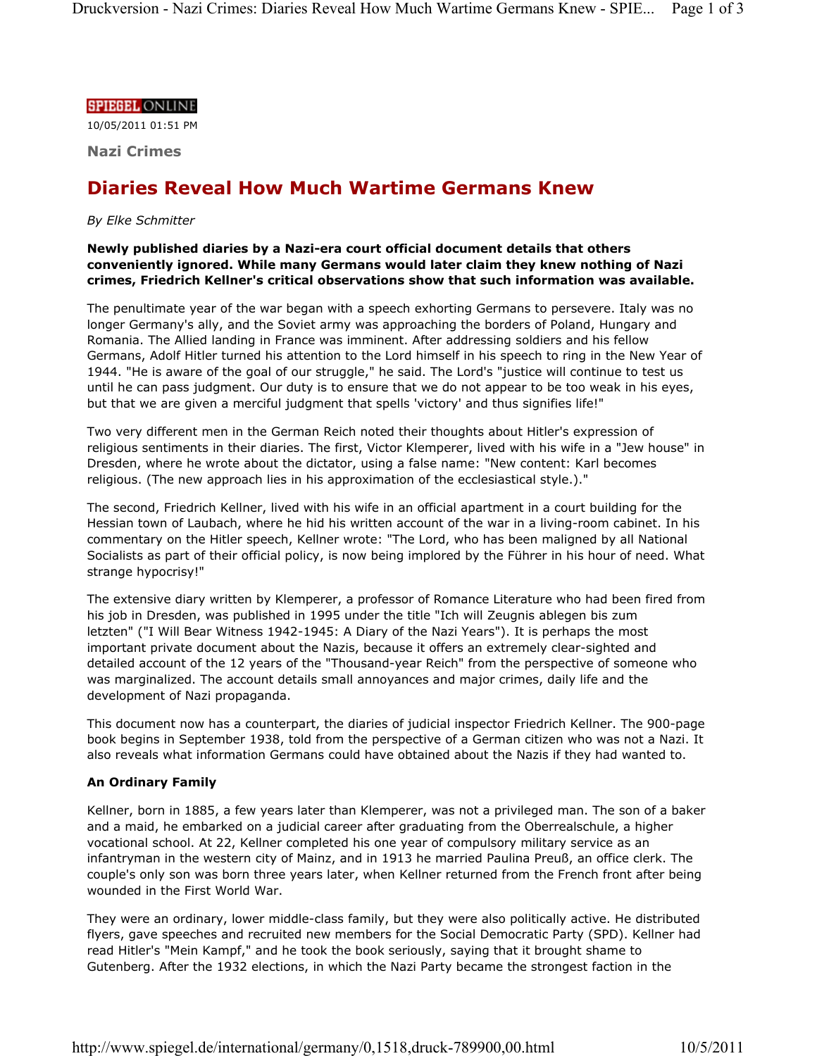SPIEGEL ONLINE

10/05/2011 01:51 PM

**Nazi Crimes**

# Diaries Reveal How Much Wartime Germans Knew

*By Elke Schmitter*

**Newly published diaries by a Nazi-era court official document details that others conveniently ignored. While many Germans would later claim they knew nothing of Nazi crimes, Friedrich Kellner's critical observations show that such information was available.**

The penultimate year of the war began with a speech exhorting Germans to persevere. Italy was no longer Germany's ally, and the Soviet army was approaching the borders of Poland, Hungary and Romania. The Allied landing in France was imminent. After addressing soldiers and his fellow Germans, Adolf Hitler turned his attention to the Lord himself in his speech to ring in the New Year of 1944. "He is aware of the goal of our struggle," he said. The Lord's "justice will continue to test us until he can pass judgment. Our duty is to ensure that we do not appear to be too weak in his eyes, but that we are given a merciful judgment that spells 'victory' and thus signifies life!"

Two very different men in the German Reich noted their thoughts about Hitler's expression of religious sentiments in their diaries. The first, Victor Klemperer, lived with his wife in a "Jew house" in Dresden, where he wrote about the dictator, using a false name: "New content: Karl becomes religious. (The new approach lies in his approximation of the ecclesiastical style.)."

The second, Friedrich Kellner, lived with his wife in an official apartment in a court building for the Hessian town of Laubach, where he hid his written account of the war in a living-room cabinet. In his commentary on the Hitler speech, Kellner wrote: "The Lord, who has been maligned by all National Socialists as part of their official policy, is now being implored by the Führer in his hour of need. What strange hypocrisy!"

The extensive diary written by Klemperer, a professor of Romance Literature who had been fired from his job in Dresden, was published in 1995 under the title "Ich will Zeugnis ablegen bis zum letzten" ("I Will Bear Witness 1942-1945: A Diary of the Nazi Years"). It is perhaps the most important private document about the Nazis, because it offers an extremely clear-sighted and detailed account of the 12 years of the "Thousand-year Reich" from the perspective of someone who was marginalized. The account details small annoyances and major crimes, daily life and the development of Nazi propaganda.

This document now has a counterpart, the diaries of judicial inspector Friedrich Kellner. The 900-page book begins in September 1938, told from the perspective of a German citizen who was not a Nazi. It also reveals what information Germans could have obtained about the Nazis if they had wanted to.

## An Ordinary Family

Kellner, born in 1885, a few years later than Klemperer, was not a privileged man. The son of a baker and a maid, he embarked on a judicial career after graduating from the Oberrealschule, a higher vocational school. At 22, Kellner completed his one year of compulsory military service as an infantryman in the western city of Mainz, and in 1913 he married Paulina Preuß, an office clerk. The couple's only son was born three years later, when Kellner returned from the French front after being wounded in the First World War.

They were an ordinary, lower middle-class family, but they were also politically active. He distributed flyers, gave speeches and recruited new members for the Social Democratic Party (SPD). Kellner had read Hitler's "Mein Kampf," and he took the book seriously, saying that it brought shame to Gutenberg. After the 1932 elections, in which the Nazi Party became the strongest faction in the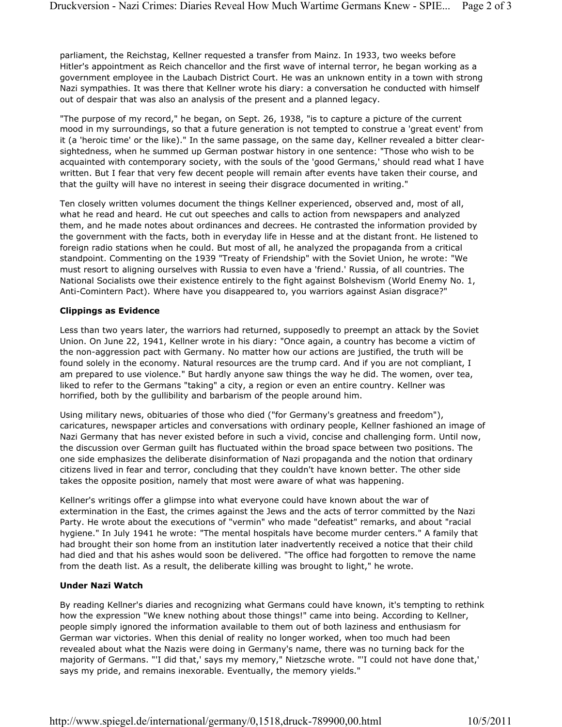parliament, the Reichstag, Kellner requested a transfer from Mainz. In 1933, two weeks before Hitler's appointment as Reich chancellor and the first wave of internal terror, he began working as a government employee in the Laubach District Court. He was an unknown entity in a town with strong Nazi sympathies. It was there that Kellner wrote his diary: a conversation he conducted with himself out of despair that was also an analysis of the present and a planned legacy.

"The purpose of my record," he began, on Sept. 26, 1938, "is to capture a picture of the current mood in my surroundings, so that a future generation is not tempted to construe a 'great event' from it (a 'heroic time' or the like)." In the same passage, on the same day, Kellner revealed a bitter clear-sightedness, when he summed up German postwar history in one sentence: "Those who wish to be acquainted with contemporary society, with the souls of the 'good Germans,' should read what I have written. But I fear that very few decent people will remain after events have taken their course, and that the guilty will have no interest in seeing their disgrace documented in writing."

Ten closely written volumes document the things Kellner experienced, observed and, most of all, what he read and heard. He cut out speeches and calls to action from newspapers and analyzed them, and he made notes about ordinances and decrees. He contrasted the information provided by the government with the facts, both in everyday life in Hesse and at the distant front. He listened to foreign radio stations when he could. But most of all, he analyzed the propaganda from a critical standpoint. Commenting on the 1939 "Treaty of Friendship" with the Soviet Union, he wrote: "We must resort to aligning ourselves with Russia to even have a 'friend.' Russia, of all countries. The National Socialists owe their existence entirely to the fight against Bolshevism (World Enemy No. 1, Anti-Comintern Pact). Where have you disappeared to, you warriors against Asian disgrace?"

### Clippings as Evidence

Less than two years later, the warriors had returned, supposedly to preempt an attack by the Soviet Union. On June 22, 1941, Kellner wrote in his diary: "Once again, a country has become a victim of the non-aggression pact with Germany. No matter how our actions are justified, the truth will be found solely in the economy. Natural resources are the trump card. And if you are not compliant, I am prepared to use violence." But hardly anyone saw things the way he did. The women, over tea, liked to refer to the Germans "taking" a city, a region or even an entire country. Kellner was horrified, both by the gullibility and barbarism of the people around him.

Using military news, obituaries of those who died ("for Germany's greatness and freedom"), caricatures, newspaper articles and conversations with ordinary people, Kellner fashioned an image of Nazi Germany that has never existed before in such a vivid, concise and challenging form. Until now, the discussion over German guilt has fluctuated within the broad space between two positions. The one side emphasizes the deliberate disinformation of Nazi propaganda and the notion that ordinary citizens lived in fear and terror, concluding that they couldn't have known better. The other side takes the opposite position, namely that most were aware of what was happening.

Kellner's writings offer a glimpse into what everyone could have known about the war of extermination in the East, the crimes against the Jews and the acts of terror committed by the Nazi Party. He wrote about the executions of "vermin" who made "defeatist" remarks, and about "racial hygiene." In July 1941 he wrote: "The mental hospitals have become murder centers." A family that had brought their son home from an institution later inadvertently received a notice that their child had died and that his ashes would soon be delivered. "The office had forgotten to remove the name from the death list. As a result, the deliberate killing was brought to light," he wrote.

### Under Nazi Watch

By reading Kellner's diaries and recognizing what Germans could have known, it's tempting to rethink how the expression "We knew nothing about those things!" came into being. According to Kellner, people simply ignored the information available to them out of both laziness and enthusiasm for German war victories. When this denial of reality no longer worked, when too much had been revealed about what the Nazis were doing in Germany's name, there was no turning back for the majority of Germans. "'I did that,' says my memory," Nietzsche wrote. "'I could not have done that,' says my pride, and remains inexorable. Eventually, the memory yields."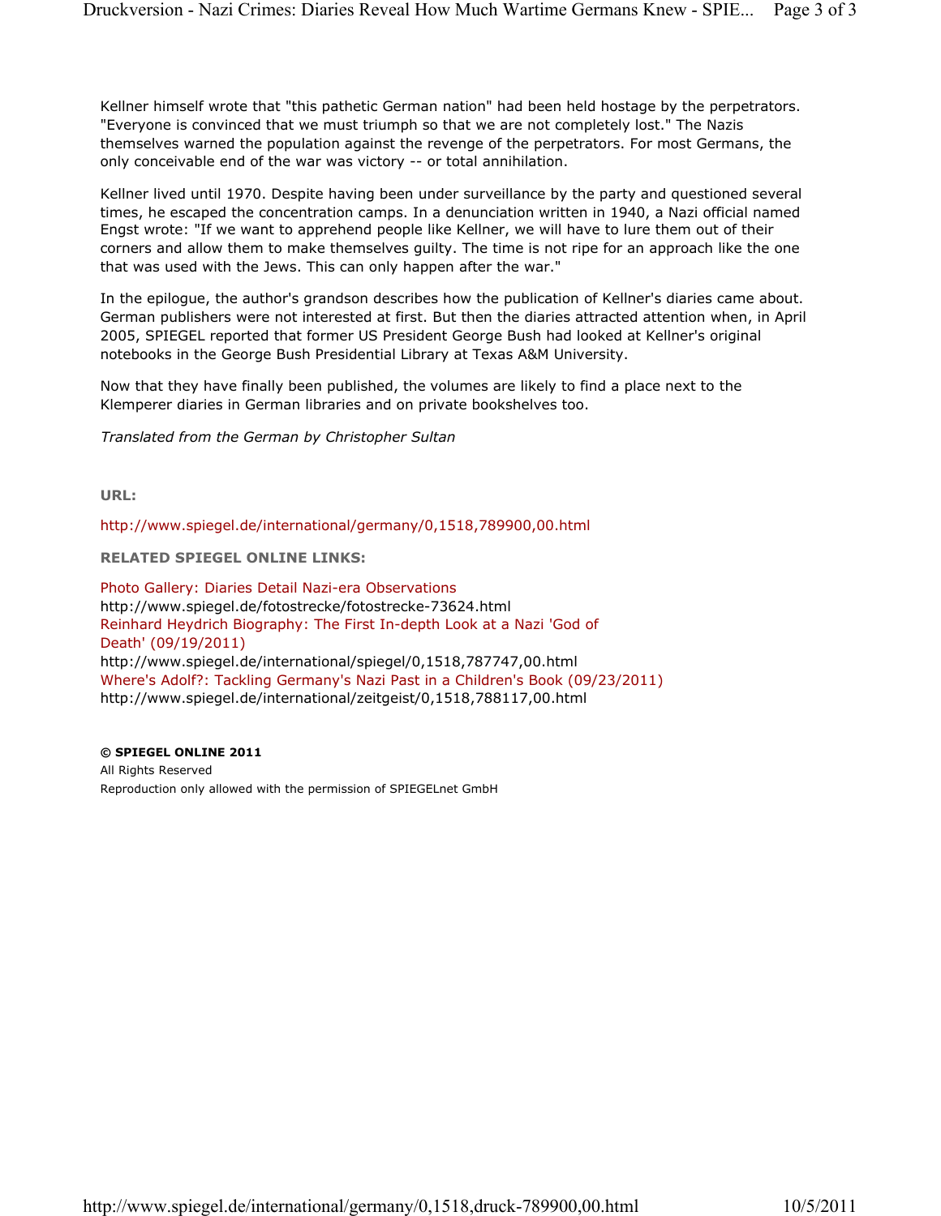Kellner himself wrote that "this pathetic German nation" had been held hostage by the perpetrators. "Everyone is convinced that we must triumph so that we are not completely lost." The Nazis themselves warned the population against the revenge of the perpetrators. For most Germans, the only conceivable end of the war was victory -- or total annihilation.

Kellner lived until 1970. Despite having been under surveillance by the party and questioned several times, he escaped the concentration camps. In a denunciation written in 1940, a Nazi official named Engst wrote: "If we want to apprehend people like Kellner, we will have to lure them out of their corners and allow them to make themselves guilty. The time is not ripe for an approach like the one that was used with the Jews. This can only happen after the war."

In the epilogue, the author's grandson describes how the publication of Kellner's diaries came about. German publishers were not interested at first. But then the diaries attracted attention when, in April 2005, SPIEGEL reported that former US President George Bush had looked at Kellner's original notebooks in the George Bush Presidential Library at Texas A&M University.

Now that they have finally been published, the volumes are likely to find a place next to the Klemperer diaries in German libraries and on private bookshelves too.

*Translated from the German by Christopher Sultan*

**URL:**

http://www.spiegel.de/international/germany/0,1518,789900,00.html

**RELATED SPIEGEL ONLINE LINKS:**

Photo Gallery: Diaries Detail Nazi-era Observations
http://www.spiegel.de/fotostrecke/fotostrecke-73624.html
Reinhard Heydrich Biography: The First In-depth Look at a Nazi 'God of Death' (09/19/2011)
http://www.spiegel.de/international/spiegel/0,1518,787747,00.html
Where's Adolf?: Tackling Germany's Nazi Past in a Children's Book (09/23/2011)
http://www.spiegel.de/international/zeitgeist/0,1518,788117,00.html

**© SPIEGEL ONLINE 2011**
All Rights Reserved
Reproduction only allowed with the permission of SPIEGELnet GmbH